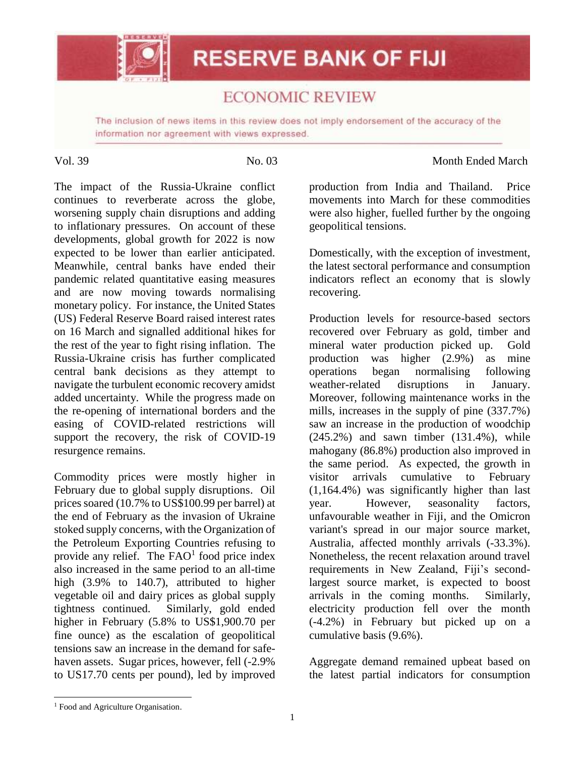# RESERVE BANK OF FIJI

## ECONOMIC REVIEW

The inclusion of news items in this review does not imply endorsement of the accuracy of the information nor agreement with views expressed.

Vol. 39 No. 03 Month Ended March

The impact of the Russia-Ukraine conflict continues to reverberate across the globe, worsening supply chain disruptions and adding to inflationary pressures. On account of these developments, global growth for 2022 is now expected to be lower than earlier anticipated. Meanwhile, central banks have ended their pandemic related quantitative easing measures and are now moving towards normalising monetary policy. For instance, the United States (US) Federal Reserve Board raised interest rates on 16 March and signalled additional hikes for the rest of the year to fight rising inflation. The Russia-Ukraine crisis has further complicated central bank decisions as they attempt to navigate the turbulent economic recovery amidst added uncertainty. While the progress made on the re-opening of international borders and the easing of COVID-related restrictions will support the recovery, the risk of COVID-19 resurgence remains.

Commodity prices were mostly higher in February due to global supply disruptions. Oil prices soared (10.7% to US$100.99 per barrel) at the end of February as the invasion of Ukraine stoked supply concerns, with the Organization of the Petroleum Exporting Countries refusing to provide any relief. The FAO[1] food price index also increased in the same period to an all-time high (3.9% to 140.7), attributed to higher vegetable oil and dairy prices as global supply tightness continued. Similarly, gold ended higher in February (5.8% to US$1,900.70 per fine ounce) as the escalation of geopolitical tensions saw an increase in the demand for safe-haven assets. Sugar prices, however, fell (-2.9% to US17.70 cents per pound), led by improved production from India and Thailand. Price movements into March for these commodities were also higher, fuelled further by the ongoing geopolitical tensions.

Domestically, with the exception of investment, the latest sectoral performance and consumption indicators reflect an economy that is slowly recovering.

Production levels for resource-based sectors recovered over February as gold, timber and mineral water production picked up. Gold production was higher (2.9%) as mine operations began normalising following weather-related disruptions in January. Moreover, following maintenance works in the mills, increases in the supply of pine (337.7%) saw an increase in the production of woodchip (245.2%) and sawn timber (131.4%), while mahogany (86.8%) production also improved in the same period. As expected, the growth in visitor arrivals cumulative to February (1,164.4%) was significantly higher than last year. However, seasonality factors, unfavourable weather in Fiji, and the Omicron variant's spread in our major source market, Australia, affected monthly arrivals (-33.3%). Nonetheless, the recent relaxation around travel requirements in New Zealand, Fiji's second-largest source market, is expected to boost arrivals in the coming months. Similarly, electricity production fell over the month (-4.2%) in February but picked up on a cumulative basis (9.6%).

Aggregate demand remained upbeat based on the latest partial indicators for consumption

[1] Food and Agriculture Organisation.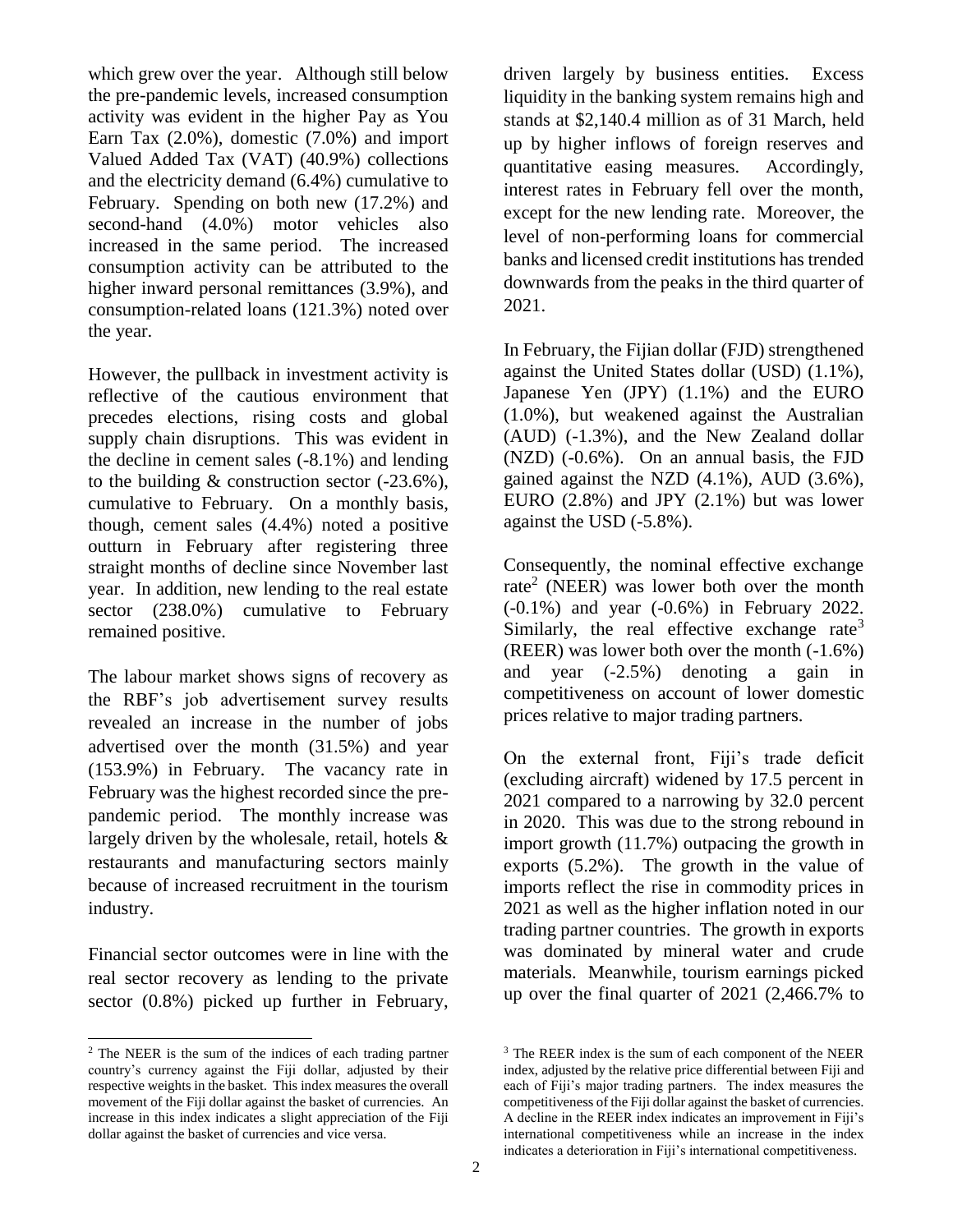which grew over the year. Although still below the pre-pandemic levels, increased consumption activity was evident in the higher Pay as You Earn Tax (2.0%), domestic (7.0%) and import Valued Added Tax (VAT) (40.9%) collections and the electricity demand (6.4%) cumulative to February. Spending on both new (17.2%) and second-hand (4.0%) motor vehicles also increased in the same period. The increased consumption activity can be attributed to the higher inward personal remittances (3.9%), and consumption-related loans (121.3%) noted over the year.

However, the pullback in investment activity is reflective of the cautious environment that precedes elections, rising costs and global supply chain disruptions. This was evident in the decline in cement sales (-8.1%) and lending to the building & construction sector (-23.6%), cumulative to February. On a monthly basis, though, cement sales (4.4%) noted a positive outturn in February after registering three straight months of decline since November last year. In addition, new lending to the real estate sector (238.0%) cumulative to February remained positive.

The labour market shows signs of recovery as the RBF's job advertisement survey results revealed an increase in the number of jobs advertised over the month (31.5%) and year (153.9%) in February. The vacancy rate in February was the highest recorded since the pre-pandemic period. The monthly increase was largely driven by the wholesale, retail, hotels & restaurants and manufacturing sectors mainly because of increased recruitment in the tourism industry.

Financial sector outcomes were in line with the real sector recovery as lending to the private sector (0.8%) picked up further in February, driven largely by business entities. Excess liquidity in the banking system remains high and stands at $2,140.4 million as of 31 March, held up by higher inflows of foreign reserves and quantitative easing measures. Accordingly, interest rates in February fell over the month, except for the new lending rate. Moreover, the level of non-performing loans for commercial banks and licensed credit institutions has trended downwards from the peaks in the third quarter of 2021.

In February, the Fijian dollar (FJD) strengthened against the United States dollar (USD) (1.1%), Japanese Yen (JPY) (1.1%) and the EURO (1.0%), but weakened against the Australian (AUD) (-1.3%), and the New Zealand dollar (NZD) (-0.6%). On an annual basis, the FJD gained against the NZD (4.1%), AUD (3.6%), EURO (2.8%) and JPY (2.1%) but was lower against the USD (-5.8%).

Consequently, the nominal effective exchange rate[2] (NEER) was lower both over the month (-0.1%) and year (-0.6%) in February 2022. Similarly, the real effective exchange rate[3] (REER) was lower both over the month (-1.6%) and year (-2.5%) denoting a gain in competitiveness on account of lower domestic prices relative to major trading partners.

On the external front, Fiji's trade deficit (excluding aircraft) widened by 17.5 percent in 2021 compared to a narrowing by 32.0 percent in 2020. This was due to the strong rebound in import growth (11.7%) outpacing the growth in exports (5.2%). The growth in the value of imports reflect the rise in commodity prices in 2021 as well as the higher inflation noted in our trading partner countries. The growth in exports was dominated by mineral water and crude materials. Meanwhile, tourism earnings picked up over the final quarter of 2021 (2,466.7% to

---

[2] The NEER is the sum of the indices of each trading partner country's currency against the Fiji dollar, adjusted by their respective weights in the basket. This index measures the overall movement of the Fiji dollar against the basket of currencies. An increase in this index indicates a slight appreciation of the Fiji dollar against the basket of currencies and vice versa.

[3] The REER index is the sum of each component of the NEER index, adjusted by the relative price differential between Fiji and each of Fiji's major trading partners. The index measures the competitiveness of the Fiji dollar against the basket of currencies. A decline in the REER index indicates an improvement in Fiji's international competitiveness while an increase in the index indicates a deterioration in Fiji's international competitiveness.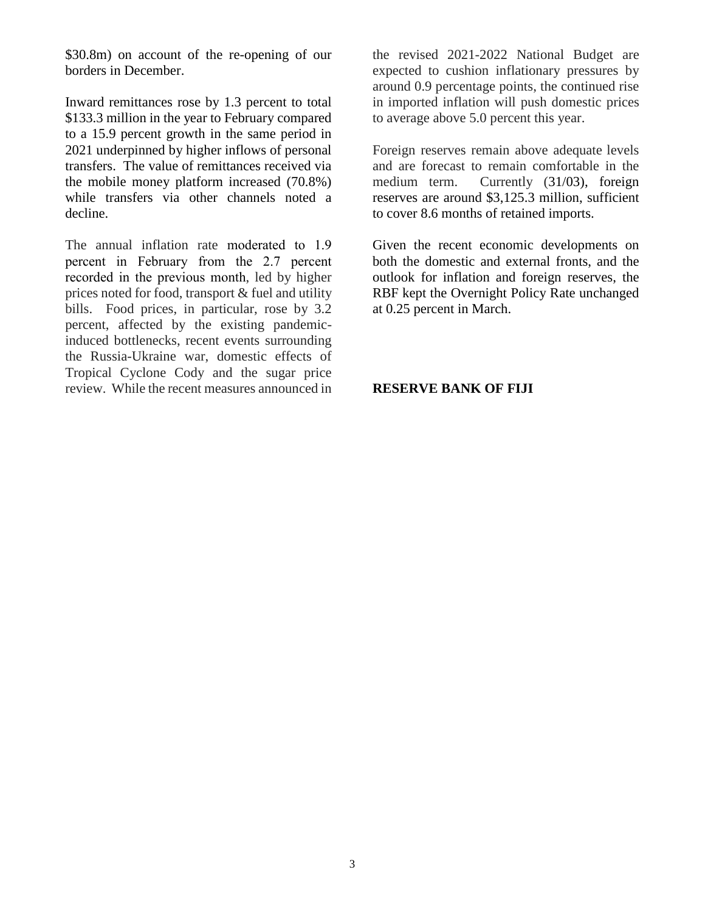$30.8m) on account of the re-opening of our borders in December.

Inward remittances rose by 1.3 percent to total $133.3 million in the year to February compared to a 15.9 percent growth in the same period in 2021 underpinned by higher inflows of personal transfers. The value of remittances received via the mobile money platform increased (70.8%) while transfers via other channels noted a decline.

The annual inflation rate moderated to 1.9 percent in February from the 2.7 percent recorded in the previous month, led by higher prices noted for food, transport & fuel and utility bills. Food prices, in particular, rose by 3.2 percent, affected by the existing pandemic-induced bottlenecks, recent events surrounding the Russia-Ukraine war, domestic effects of Tropical Cyclone Cody and the sugar price review. While the recent measures announced in the revised 2021-2022 National Budget are expected to cushion inflationary pressures by around 0.9 percentage points, the continued rise in imported inflation will push domestic prices to average above 5.0 percent this year.

Foreign reserves remain above adequate levels and are forecast to remain comfortable in the medium term. Currently (31/03), foreign reserves are around $3,125.3 million, sufficient to cover 8.6 months of retained imports.

Given the recent economic developments on both the domestic and external fronts, and the outlook for inflation and foreign reserves, the RBF kept the Overnight Policy Rate unchanged at 0.25 percent in March.

**RESERVE BANK OF FIJI**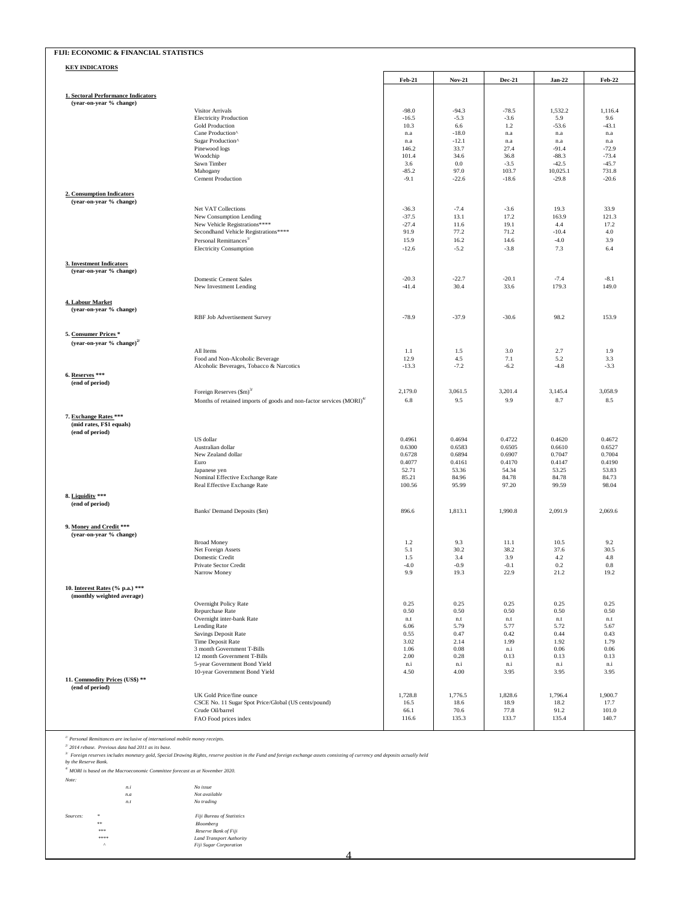# FIJI: ECONOMIC & FINANCIAL STATISTICS

## KEY INDICATORS

| | | Feb-21 | Nov-21 | Dec-21 | Jan-22 | Feb-22 |
|---|---|---|---|---|---|---|
| **1. Sectoral Performance Indicators** (year-on-year % change) | | | | | | |
| | Visitor Arrivals | -98.0 | -94.3 | -78.5 | 1,532.2 | 1,116.4 |
| | Electricity Production | -16.5 | -5.3 | -3.6 | 5.9 | 9.6 |
| | Gold Production | 10.3 | 6.6 | 1.2 | -53.6 | -43.1 |
| | Cane Production^ | n.a | -18.0 | n.a | n.a | n.a |
| | Sugar Production^ | n.a | -12.1 | n.a | n.a | n.a |
| | Pinewood logs | 146.2 | 33.7 | 27.4 | -91.4 | -72.9 |
| | Woodchip | 101.4 | 34.6 | 36.8 | -88.3 | -73.4 |
| | Sawn Timber | 3.6 | 0.0 | -3.5 | -42.5 | -45.7 |
| | Mahogany | -85.2 | 97.0 | 103.7 | 10,025.1 | 731.8 |
| | Cement Production | -9.1 | -22.6 | -18.6 | -29.8 | -20.6 |
| **2. Consumption Indicators** (year-on-year % change) | | | | | | |
| | Net VAT Collections | -36.3 | -7.4 | -3.6 | 19.3 | 33.9 |
| | New Consumption Lending | -37.5 | 13.1 | 17.2 | 163.9 | 121.3 |
| | New Vehicle Registrations**** | -27.4 | 11.6 | 19.1 | 4.4 | 17.2 |
| | Secondhand Vehicle Registrations**** | 91.9 | 77.2 | 71.2 | -10.4 | 4.0 |
| | Personal Remittances[1/] | 15.9 | 16.2 | 14.6 | -4.0 | 3.9 |
| | Electricity Consumption | -12.6 | -5.2 | -3.8 | 7.3 | 6.4 |
| **3. Investment Indicators** (year-on-year % change) | | | | | | |
| | Domestic Cement Sales | -20.3 | -22.7 | -20.1 | -7.4 | -8.1 |
| | New Investment Lending | -41.4 | 30.4 | 33.6 | 179.3 | 149.0 |
| **4. Labour Market** (year-on-year % change) | | | | | | |
| | RBF Job Advertisement Survey | -78.9 | -37.9 | -30.6 | 98.2 | 153.9 |
| **5. Consumer Prices *** (year-on-year % change)[2/] | | | | | | |
| | All Items | 1.1 | 1.5 | 3.0 | 2.7 | 1.9 |
| | Food and Non-Alcoholic Beverage | 12.9 | 4.5 | 7.1 | 5.2 | 3.3 |
| | Alcoholic Beverages, Tobacco & Narcotics | -13.3 | -7.2 | -6.2 | -4.8 | -3.3 |
| **6. Reserves ***** (end of period) | | | | | | |
| | Foreign Reserves ($m)[3/] | 2,179.0 | 3,061.5 | 3,201.4 | 3,145.4 | 3,058.9 |
| | Months of retained imports of goods and non-factor services (MORI)[4/] | 6.8 | 9.5 | 9.9 | 8.7 | 8.5 |
| **7. Exchange Rates ***** (mid rates, F$1 equals) (end of period) | | | | | | |
| | US dollar | 0.4961 | 0.4694 | 0.4722 | 0.4620 | 0.4672 |
| | Australian dollar | 0.6300 | 0.6583 | 0.6505 | 0.6610 | 0.6527 |
| | New Zealand dollar | 0.6728 | 0.6894 | 0.6907 | 0.7047 | 0.7004 |
| | Euro | 0.4077 | 0.4161 | 0.4170 | 0.4147 | 0.4190 |
| | Japanese yen | 52.71 | 53.36 | 54.34 | 53.25 | 53.83 |
| | Nominal Effective Exchange Rate | 85.21 | 84.96 | 84.78 | 84.78 | 84.73 |
| | Real Effective Exchange Rate | 100.56 | 95.99 | 97.20 | 99.59 | 98.04 |
| **8. Liquidity ***** (end of period) | | | | | | |
| | Banks' Demand Deposits ($m) | 896.6 | 1,813.1 | 1,990.8 | 2,091.9 | 2,069.6 |
| **9. Money and Credit ***** (year-on-year % change) | | | | | | |
| | Broad Money | 1.2 | 9.3 | 11.1 | 10.5 | 9.2 |
| | Net Foreign Assets | 5.1 | 30.2 | 38.2 | 37.6 | 30.5 |
| | Domestic Credit | 1.5 | 3.4 | 3.9 | 4.2 | 4.8 |
| | Private Sector Credit | -4.0 | -0.9 | -0.1 | 0.2 | 0.8 |
| | Narrow Money | 9.9 | 19.3 | 22.9 | 21.2 | 19.2 |
| **10. Interest Rates (% p.a.) ***** (monthly weighted average) | | | | | | |
| | Overnight Policy Rate | 0.25 | 0.25 | 0.25 | 0.25 | 0.25 |
| | Repurchase Rate | 0.50 | 0.50 | 0.50 | 0.50 | 0.50 |
| | Overnight inter-bank Rate | n.t | n.t | n.t | n.t | n.t |
| | Lending Rate | 6.06 | 5.79 | 5.77 | 5.72 | 5.67 |
| | Savings Deposit Rate | 0.55 | 0.47 | 0.42 | 0.44 | 0.43 |
| | Time Deposit Rate | 3.02 | 2.14 | 1.99 | 1.92 | 1.79 |
| | 3 month Government T-Bills | 1.06 | 0.08 | n.i | 0.06 | 0.06 |
| | 12 month Government T-Bills | 2.00 | 0.28 | 0.13 | 0.13 | 0.13 |
| | 5-year Government Bond Yield | n.i | n.i | n.i | n.i | n.i |
| | 10-year Government Bond Yield | 4.50 | 4.00 | 3.95 | 3.95 | 3.95 |
| **11. Commodity Prices (US$) **** (end of period) | | | | | | |
| | UK Gold Price/fine ounce | 1,728.8 | 1,776.5 | 1,828.6 | 1,796.4 | 1,900.7 |
| | CSCE No. 11 Sugar Spot Price/Global (US cents/pound) | 16.5 | 18.6 | 18.9 | 18.2 | 17.7 |
| | Crude Oil/barrel | 66.1 | 70.6 | 77.8 | 91.2 | 101.0 |
| | FAO Food prices index | 116.6 | 135.3 | 133.7 | 135.4 | 140.7 |

*[1/] Personal Remittances are inclusive of international mobile money receipts.*

*[2/] 2014 rebase. Previous data had 2011 as its base.*

*[3/] Foreign reserves includes monetary gold, Special Drawing Rights, reserve position in the Fund and foreign exchange assets consisting of currency and deposits actually held by the Reserve Bank.*

*[4/] MORI is based on the Macroeconomic Committee forecast as at November 2020.*

*Note:*

- *n.i* — *No issue*
- *n.a* — *Not available*
- *n.t* — *No trading*

*Sources:*

- * — *Fiji Bureau of Statistics*
- ** — *Bloomberg*
- *** — *Reserve Bank of Fiji*
- **** — *Land Transport Authority*
- ^ — *Fiji Sugar Corporation*